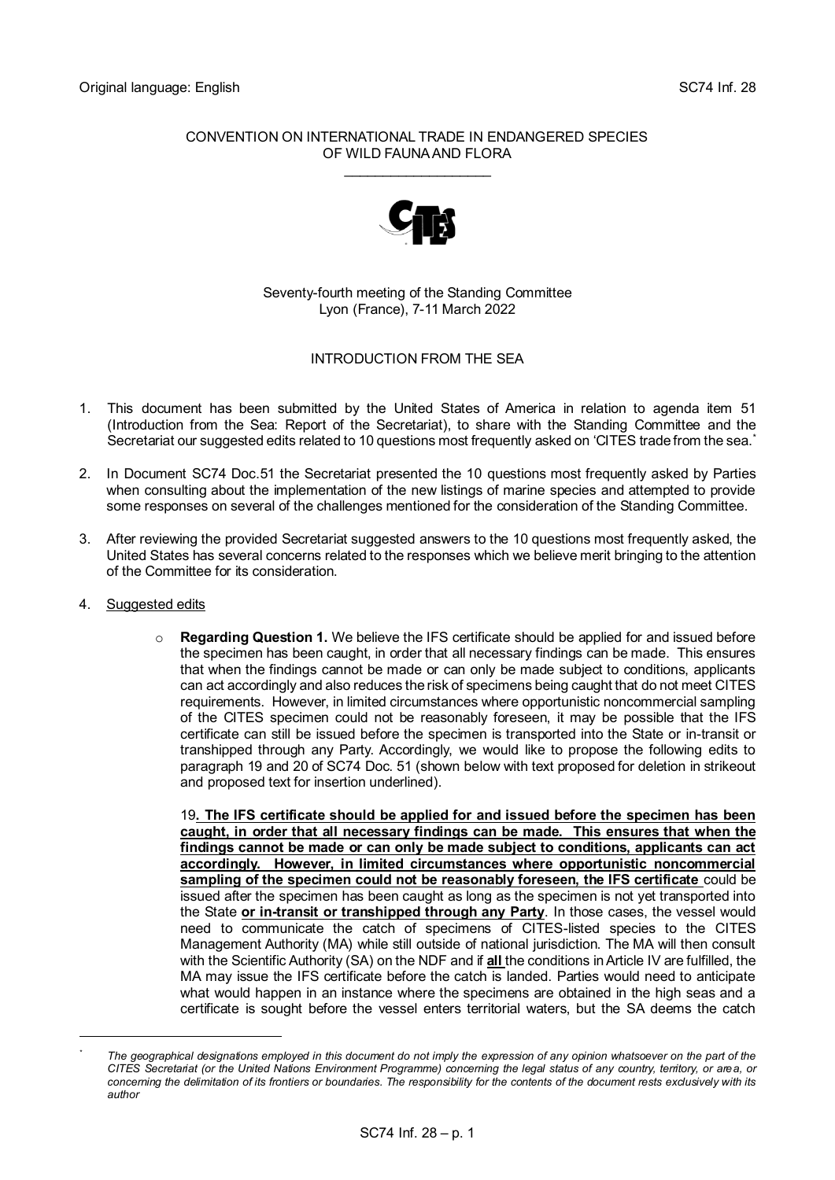Original language: English

SC74 Inf. 28

CONVENTION ON INTERNATIONAL TRADE IN ENDANGERED SPECIES OF WILD FAUNA AND FLORA

\_\_\_\_\_\_\_\_\_\_\_\_\_\_\_\_\_\_\_\_

Seventy-fourth meeting of the Standing Committee
Lyon (France), 7-11 March 2022

# INTRODUCTION FROM THE SEA

1. This document has been submitted by the United States of America in relation to agenda item 51 (Introduction from the Sea: Report of the Secretariat), to share with the Standing Committee and the Secretariat our suggested edits related to 10 questions most frequently asked on 'CITES trade from the sea.[*]

2. In Document SC74 Doc.51 the Secretariat presented the 10 questions most frequently asked by Parties when consulting about the implementation of the new listings of marine species and attempted to provide some responses on several of the challenges mentioned for the consideration of the Standing Committee.

3. After reviewing the provided Secretariat suggested answers to the 10 questions most frequently asked, the United States has several concerns related to the responses which we believe merit bringing to the attention of the Committee for its consideration.

4. Suggested edits

   - **Regarding Question 1.** We believe the IFS certificate should be applied for and issued before the specimen has been caught, in order that all necessary findings can be made. This ensures that when the findings cannot be made or can only be made subject to conditions, applicants can act accordingly and also reduces the risk of specimens being caught that do not meet CITES requirements. However, in limited circumstances where opportunistic noncommercial sampling of the CITES specimen could not be reasonably foreseen, it may be possible that the IFS certificate can still be issued before the specimen is transported into the State or in-transit or transhipped through any Party. Accordingly, we would like to propose the following edits to paragraph 19 and 20 of SC74 Doc. 51 (shown below with text proposed for deletion in strikeout and proposed text for insertion underlined).

     19**. <u>The IFS certificate should be applied for and issued before the specimen has been caught, in order that all necessary findings can be made. This ensures that when the findings cannot be made or can only be made subject to conditions, applicants can act accordingly. However, in limited circumstances where opportunistic noncommercial sampling of the specimen could not be reasonably foreseen, the IFS certificate</u>** could be issued after the specimen has been caught as long as the specimen is not yet transported into the State **<u>or in-transit or transhipped through any Party</u>**. In those cases, the vessel would need to communicate the catch of specimens of CITES-listed species to the CITES Management Authority (MA) while still outside of national jurisdiction. The MA will then consult with the Scientific Authority (SA) on the NDF and if **<u>all</u>** the conditions in Article IV are fulfilled, the MA may issue the IFS certificate before the catch is landed. Parties would need to anticipate what would happen in an instance where the specimens are obtained in the high seas and a certificate is sought before the vessel enters territorial waters, but the SA deems the catch

[*] *The geographical designations employed in this document do not imply the expression of any opinion whatsoever on the part of the CITES Secretariat (or the United Nations Environment Programme) concerning the legal status of any country, territory, or area, or concerning the delimitation of its frontiers or boundaries. The responsibility for the contents of the document rests exclusively with its author*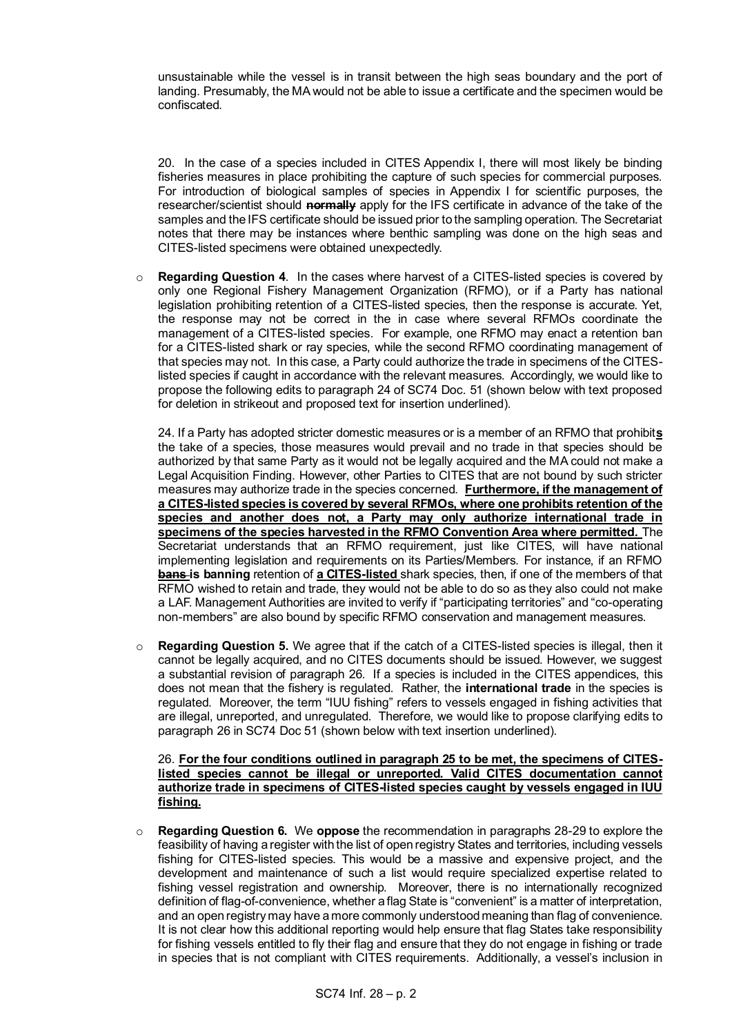unsustainable while the vessel is in transit between the high seas boundary and the port of landing. Presumably, the MA would not be able to issue a certificate and the specimen would be confiscated.

20. In the case of a species included in CITES Appendix I, there will most likely be binding fisheries measures in place prohibiting the capture of such species for commercial purposes. For introduction of biological samples of species in Appendix I for scientific purposes, the researcher/scientist should ~~**normally**~~ apply for the IFS certificate in advance of the take of the samples and the IFS certificate should be issued prior to the sampling operation. The Secretariat notes that there may be instances where benthic sampling was done on the high seas and CITES-listed specimens were obtained unexpectedly.

- **Regarding Question 4**. In the cases where harvest of a CITES-listed species is covered by only one Regional Fishery Management Organization (RFMO), or if a Party has national legislation prohibiting retention of a CITES-listed species, then the response is accurate. Yet, the response may not be correct in the in case where several RFMOs coordinate the management of a CITES-listed species. For example, one RFMO may enact a retention ban for a CITES-listed shark or ray species, while the second RFMO coordinating management of that species may not. In this case, a Party could authorize the trade in specimens of the CITES-listed species if caught in accordance with the relevant measures. Accordingly, we would like to propose the following edits to paragraph 24 of SC74 Doc. 51 (shown below with text proposed for deletion in strikeout and proposed text for insertion underlined).

  24. If a Party has adopted stricter domestic measures or is a member of an RFMO that prohibit<u>**s**</u> the take of a species, those measures would prevail and no trade in that species should be authorized by that same Party as it would not be legally acquired and the MA could not make a Legal Acquisition Finding. However, other Parties to CITES that are not bound by such stricter measures may authorize trade in the species concerned. <u>**Furthermore, if the management of a CITES-listed species is covered by several RFMOs, where one prohibits retention of the species and another does not, a Party may only authorize international trade in specimens of the species harvested in the RFMO Convention Area where permitted.**</u> The Secretariat understands that an RFMO requirement, just like CITES, will have national implementing legislation and requirements on its Parties/Members. For instance, if an RFMO ~~**bans**~~ **is banning** retention of <u>**a CITES-listed**</u> shark species, then, if one of the members of that RFMO wished to retain and trade, they would not be able to do so as they also could not make a LAF. Management Authorities are invited to verify if "participating territories" and "co-operating non-members" are also bound by specific RFMO conservation and management measures.

- **Regarding Question 5.** We agree that if the catch of a CITES-listed species is illegal, then it cannot be legally acquired, and no CITES documents should be issued. However, we suggest a substantial revision of paragraph 26. If a species is included in the CITES appendices, this does not mean that the fishery is regulated. Rather, the **international trade** in the species is regulated. Moreover, the term "IUU fishing" refers to vessels engaged in fishing activities that are illegal, unreported, and unregulated. Therefore, we would like to propose clarifying edits to paragraph 26 in SC74 Doc 51 (shown below with text insertion underlined).

  26. <u>**For the four conditions outlined in paragraph 25 to be met, the specimens of CITES-listed species cannot be illegal or unreported. Valid CITES documentation cannot authorize trade in specimens of CITES-listed species caught by vessels engaged in IUU fishing.**</u>

- **Regarding Question 6.** We **oppose** the recommendation in paragraphs 28-29 to explore the feasibility of having a register with the list of open registry States and territories, including vessels fishing for CITES-listed species. This would be a massive and expensive project, and the development and maintenance of such a list would require specialized expertise related to fishing vessel registration and ownership. Moreover, there is no internationally recognized definition of flag-of-convenience, whether a flag State is "convenient" is a matter of interpretation, and an open registry may have a more commonly understood meaning than flag of convenience. It is not clear how this additional reporting would help ensure that flag States take responsibility for fishing vessels entitled to fly their flag and ensure that they do not engage in fishing or trade in species that is not compliant with CITES requirements. Additionally, a vessel's inclusion in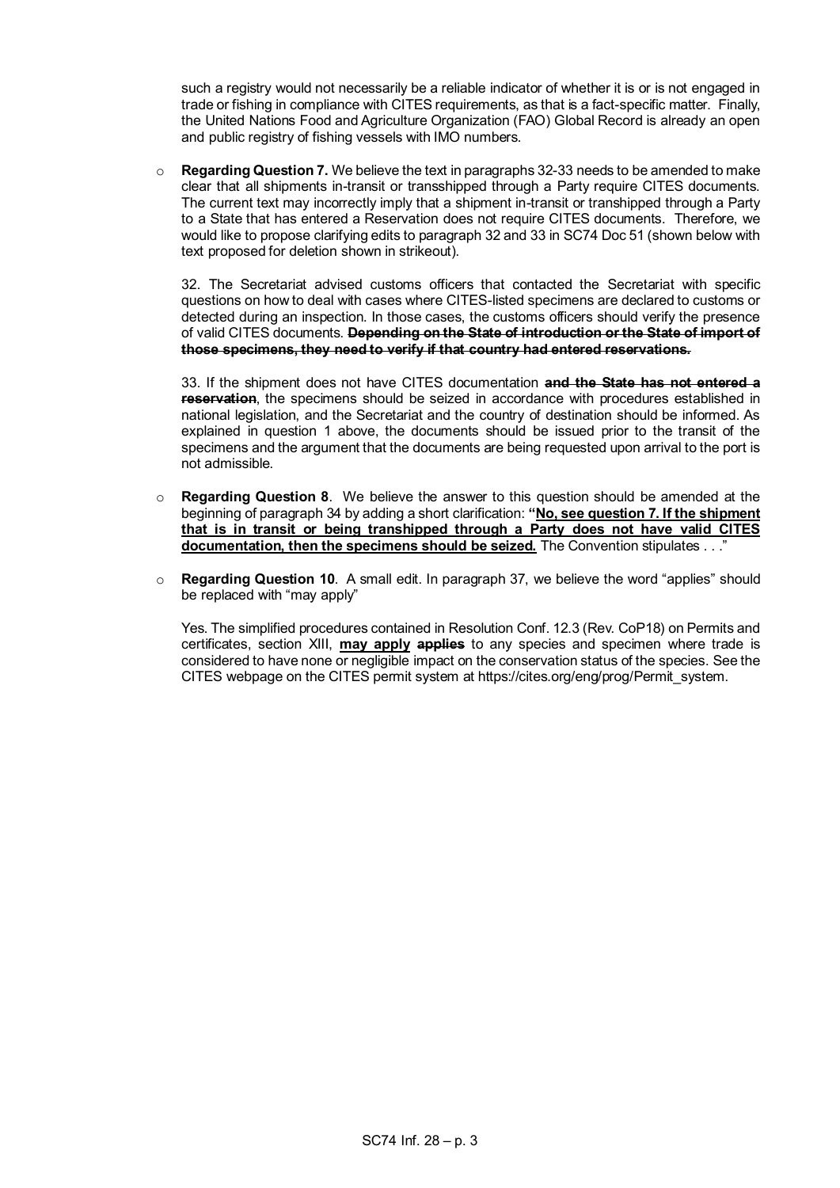such a registry would not necessarily be a reliable indicator of whether it is or is not engaged in trade or fishing in compliance with CITES requirements, as that is a fact-specific matter. Finally, the United Nations Food and Agriculture Organization (FAO) Global Record is already an open and public registry of fishing vessels with IMO numbers.

- **Regarding Question 7.** We believe the text in paragraphs 32-33 needs to be amended to make clear that all shipments in-transit or transshipped through a Party require CITES documents. The current text may incorrectly imply that a shipment in-transit or transhipped through a Party to a State that has entered a Reservation does not require CITES documents. Therefore, we would like to propose clarifying edits to paragraph 32 and 33 in SC74 Doc 51 (shown below with text proposed for deletion shown in strikeout).

  32. The Secretariat advised customs officers that contacted the Secretariat with specific questions on how to deal with cases where CITES-listed specimens are declared to customs or detected during an inspection. In those cases, the customs officers should verify the presence of valid CITES documents. ~~**Depending on the State of introduction or the State of import of those specimens, they need to verify if that country had entered reservations.**~~

  33. If the shipment does not have CITES documentation ~~**and the State has not entered a reservation**~~, the specimens should be seized in accordance with procedures established in national legislation, and the Secretariat and the country of destination should be informed. As explained in question 1 above, the documents should be issued prior to the transit of the specimens and the argument that the documents are being requested upon arrival to the port is not admissible.

- **Regarding Question 8**. We believe the answer to this question should be amended at the beginning of paragraph 34 by adding a short clarification: **"<u>No, see question 7. If the shipment that is in transit or being transhipped through a Party does not have valid CITES documentation, then the specimens should be seized.</u>** The Convention stipulates . . ."

- **Regarding Question 10**. A small edit. In paragraph 37, we believe the word "applies" should be replaced with "may apply"

  Yes. The simplified procedures contained in Resolution Conf. 12.3 (Rev. CoP18) on Permits and certificates, section XIII, **<u>may apply</u>** ~~**applies**~~ to any species and specimen where trade is considered to have none or negligible impact on the conservation status of the species. See the CITES webpage on the CITES permit system at https://cites.org/eng/prog/Permit_system.